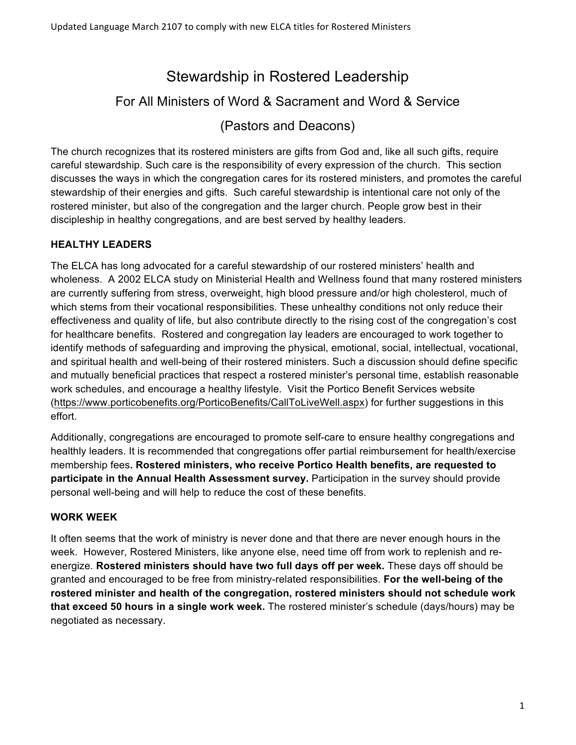Updated Language March 2107 to comply with new ELCA titles for Rostered Ministers

# Stewardship in Rostered Leadership

## For All Ministers of Word & Sacrament and Word & Service

## (Pastors and Deacons)

The church recognizes that its rostered ministers are gifts from God and, like all such gifts, require careful stewardship. Such care is the responsibility of every expression of the church. This section discusses the ways in which the congregation cares for its rostered ministers, and promotes the careful stewardship of their energies and gifts. Such careful stewardship is intentional care not only of the rostered minister, but also of the congregation and the larger church. People grow best in their discipleship in healthy congregations, and are best served by healthy leaders.

### HEALTHY LEADERS

The ELCA has long advocated for a careful stewardship of our rostered ministers' health and wholeness. A 2002 ELCA study on Ministerial Health and Wellness found that many rostered ministers are currently suffering from stress, overweight, high blood pressure and/or high cholesterol, much of which stems from their vocational responsibilities. These unhealthy conditions not only reduce their effectiveness and quality of life, but also contribute directly to the rising cost of the congregation's cost for healthcare benefits. Rostered and congregation lay leaders are encouraged to work together to identify methods of safeguarding and improving the physical, emotional, social, intellectual, vocational, and spiritual health and well-being of their rostered ministers. Such a discussion should define specific and mutually beneficial practices that respect a rostered minister's personal time, establish reasonable work schedules, and encourage a healthy lifestyle. Visit the Portico Benefit Services website (https://www.porticobenefits.org/PorticoBenefits/CallToLiveWell.aspx) for further suggestions in this effort.

Additionally, congregations are encouraged to promote self-care to ensure healthy congregations and healthly leaders. It is recommended that congregations offer partial reimbursement for health/exercise membership fees**. Rostered ministers, who receive Portico Health benefits, are requested to participate in the Annual Health Assessment survey.** Participation in the survey should provide personal well-being and will help to reduce the cost of these benefits.

### WORK WEEK

It often seems that the work of ministry is never done and that there are never enough hours in the week. However, Rostered Ministers, like anyone else, need time off from work to replenish and re-energize. **Rostered ministers should have two full days off per week.** These days off should be granted and encouraged to be free from ministry-related responsibilities. **For the well-being of the rostered minister and health of the congregation, rostered ministers should not schedule work that exceed 50 hours in a single work week.** The rostered minister's schedule (days/hours) may be negotiated as necessary.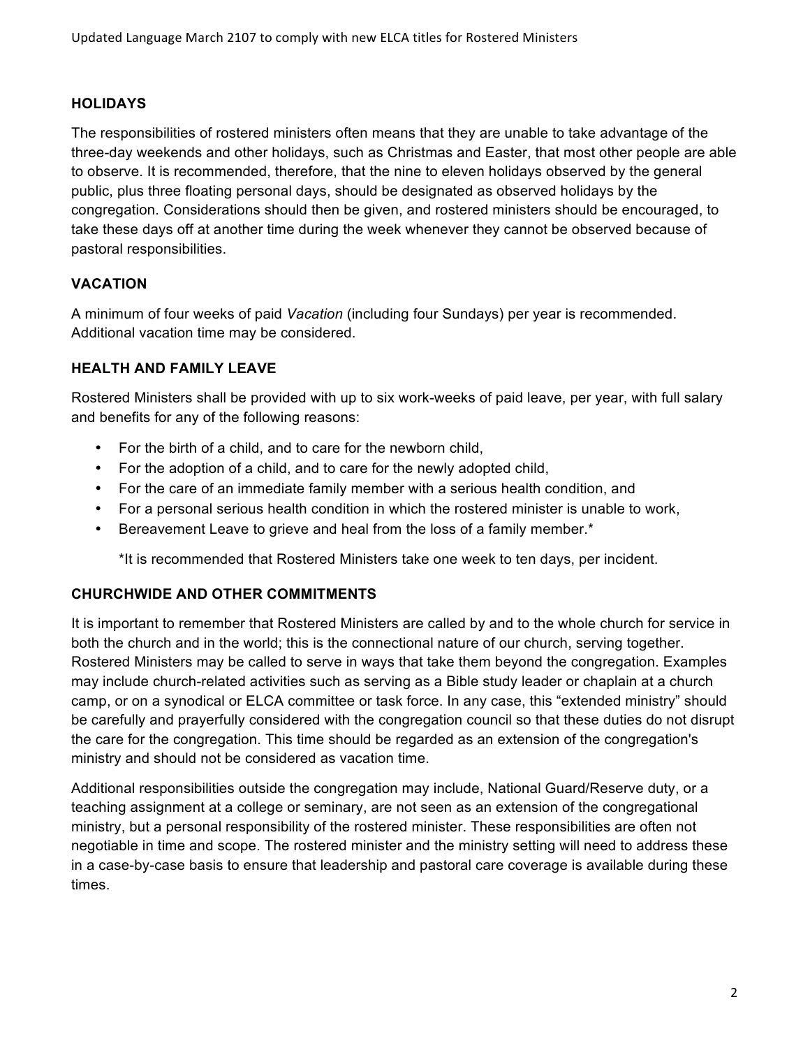## HOLIDAYS

The responsibilities of rostered ministers often means that they are unable to take advantage of the three-day weekends and other holidays, such as Christmas and Easter, that most other people are able to observe. It is recommended, therefore, that the nine to eleven holidays observed by the general public, plus three floating personal days, should be designated as observed holidays by the congregation. Considerations should then be given, and rostered ministers should be encouraged, to take these days off at another time during the week whenever they cannot be observed because of pastoral responsibilities.

## VACATION

A minimum of four weeks of paid *Vacation* (including four Sundays) per year is recommended. Additional vacation time may be considered.

## HEALTH AND FAMILY LEAVE

Rostered Ministers shall be provided with up to six work-weeks of paid leave, per year, with full salary and benefits for any of the following reasons:

- For the birth of a child, and to care for the newborn child,
- For the adoption of a child, and to care for the newly adopted child,
- For the care of an immediate family member with a serious health condition, and
- For a personal serious health condition in which the rostered minister is unable to work,
- Bereavement Leave to grieve and heal from the loss of a family member.*

  *It is recommended that Rostered Ministers take one week to ten days, per incident.

## CHURCHWIDE AND OTHER COMMITMENTS

It is important to remember that Rostered Ministers are called by and to the whole church for service in both the church and in the world; this is the connectional nature of our church, serving together. Rostered Ministers may be called to serve in ways that take them beyond the congregation. Examples may include church-related activities such as serving as a Bible study leader or chaplain at a church camp, or on a synodical or ELCA committee or task force. In any case, this "extended ministry" should be carefully and prayerfully considered with the congregation council so that these duties do not disrupt the care for the congregation. This time should be regarded as an extension of the congregation's ministry and should not be considered as vacation time.

Additional responsibilities outside the congregation may include, National Guard/Reserve duty, or a teaching assignment at a college or seminary, are not seen as an extension of the congregational ministry, but a personal responsibility of the rostered minister. These responsibilities are often not negotiable in time and scope. The rostered minister and the ministry setting will need to address these in a case-by-case basis to ensure that leadership and pastoral care coverage is available during these times.